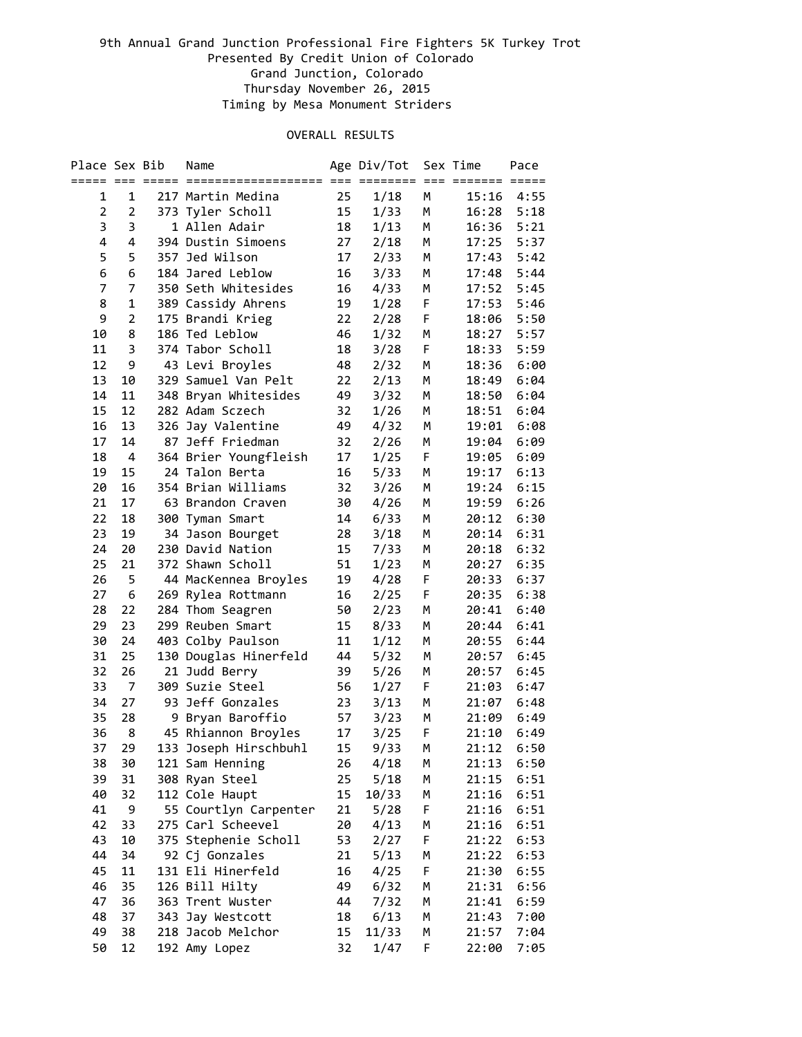9th Annual Grand Junction Professional Fire Fighters 5K Turkey Trot
Presented By Credit Union of Colorado
Grand Junction, Colorado
Thursday November 26, 2015
Timing by Mesa Monument Striders

## OVERALL RESULTS

| Place | Sex | Bib | Name | Age | Div/Tot | Sex | Time | Pace |
|---|---|---|---|---|---|---|---|---|
| 1 | 1 | 217 | Martin Medina | 25 | 1/18 | M | 15:16 | 4:55 |
| 2 | 2 | 373 | Tyler Scholl | 15 | 1/33 | M | 16:28 | 5:18 |
| 3 | 3 | 1 | Allen Adair | 18 | 1/13 | M | 16:36 | 5:21 |
| 4 | 4 | 394 | Dustin Simoens | 27 | 2/18 | M | 17:25 | 5:37 |
| 5 | 5 | 357 | Jed Wilson | 17 | 2/33 | M | 17:43 | 5:42 |
| 6 | 6 | 184 | Jared Leblow | 16 | 3/33 | M | 17:48 | 5:44 |
| 7 | 7 | 350 | Seth Whitesides | 16 | 4/33 | M | 17:52 | 5:45 |
| 8 | 1 | 389 | Cassidy Ahrens | 19 | 1/28 | F | 17:53 | 5:46 |
| 9 | 2 | 175 | Brandi Krieg | 22 | 2/28 | F | 18:06 | 5:50 |
| 10 | 8 | 186 | Ted Leblow | 46 | 1/32 | M | 18:27 | 5:57 |
| 11 | 3 | 374 | Tabor Scholl | 18 | 3/28 | F | 18:33 | 5:59 |
| 12 | 9 | 43 | Levi Broyles | 48 | 2/32 | M | 18:36 | 6:00 |
| 13 | 10 | 329 | Samuel Van Pelt | 22 | 2/13 | M | 18:49 | 6:04 |
| 14 | 11 | 348 | Bryan Whitesides | 49 | 3/32 | M | 18:50 | 6:04 |
| 15 | 12 | 282 | Adam Sczech | 32 | 1/26 | M | 18:51 | 6:04 |
| 16 | 13 | 326 | Jay Valentine | 49 | 4/32 | M | 19:01 | 6:08 |
| 17 | 14 | 87 | Jeff Friedman | 32 | 2/26 | M | 19:04 | 6:09 |
| 18 | 4 | 364 | Brier Youngfleish | 17 | 1/25 | F | 19:05 | 6:09 |
| 19 | 15 | 24 | Talon Berta | 16 | 5/33 | M | 19:17 | 6:13 |
| 20 | 16 | 354 | Brian Williams | 32 | 3/26 | M | 19:24 | 6:15 |
| 21 | 17 | 63 | Brandon Craven | 30 | 4/26 | M | 19:59 | 6:26 |
| 22 | 18 | 300 | Tyman Smart | 14 | 6/33 | M | 20:12 | 6:30 |
| 23 | 19 | 34 | Jason Bourget | 28 | 3/18 | M | 20:14 | 6:31 |
| 24 | 20 | 230 | David Nation | 15 | 7/33 | M | 20:18 | 6:32 |
| 25 | 21 | 372 | Shawn Scholl | 51 | 1/23 | M | 20:27 | 6:35 |
| 26 | 5 | 44 | MacKennea Broyles | 19 | 4/28 | F | 20:33 | 6:37 |
| 27 | 6 | 269 | Rylea Rottmann | 16 | 2/25 | F | 20:35 | 6:38 |
| 28 | 22 | 284 | Thom Seagren | 50 | 2/23 | M | 20:41 | 6:40 |
| 29 | 23 | 299 | Reuben Smart | 15 | 8/33 | M | 20:44 | 6:41 |
| 30 | 24 | 403 | Colby Paulson | 11 | 1/12 | M | 20:55 | 6:44 |
| 31 | 25 | 130 | Douglas Hinerfeld | 44 | 5/32 | M | 20:57 | 6:45 |
| 32 | 26 | 21 | Judd Berry | 39 | 5/26 | M | 20:57 | 6:45 |
| 33 | 7 | 309 | Suzie Steel | 56 | 1/27 | F | 21:03 | 6:47 |
| 34 | 27 | 93 | Jeff Gonzales | 23 | 3/13 | M | 21:07 | 6:48 |
| 35 | 28 | 9 | Bryan Baroffio | 57 | 3/23 | M | 21:09 | 6:49 |
| 36 | 8 | 45 | Rhiannon Broyles | 17 | 3/25 | F | 21:10 | 6:49 |
| 37 | 29 | 133 | Joseph Hirschbuhl | 15 | 9/33 | M | 21:12 | 6:50 |
| 38 | 30 | 121 | Sam Henning | 26 | 4/18 | M | 21:13 | 6:50 |
| 39 | 31 | 308 | Ryan Steel | 25 | 5/18 | M | 21:15 | 6:51 |
| 40 | 32 | 112 | Cole Haupt | 15 | 10/33 | M | 21:16 | 6:51 |
| 41 | 9 | 55 | Courtlyn Carpenter | 21 | 5/28 | F | 21:16 | 6:51 |
| 42 | 33 | 275 | Carl Scheevel | 20 | 4/13 | M | 21:16 | 6:51 |
| 43 | 10 | 375 | Stephenie Scholl | 53 | 2/27 | F | 21:22 | 6:53 |
| 44 | 34 | 92 | Cj Gonzales | 21 | 5/13 | M | 21:22 | 6:53 |
| 45 | 11 | 131 | Eli Hinerfeld | 16 | 4/25 | F | 21:30 | 6:55 |
| 46 | 35 | 126 | Bill Hilty | 49 | 6/32 | M | 21:31 | 6:56 |
| 47 | 36 | 363 | Trent Wuster | 44 | 7/32 | M | 21:41 | 6:59 |
| 48 | 37 | 343 | Jay Westcott | 18 | 6/13 | M | 21:43 | 7:00 |
| 49 | 38 | 218 | Jacob Melchor | 15 | 11/33 | M | 21:57 | 7:04 |
| 50 | 12 | 192 | Amy Lopez | 32 | 1/47 | F | 22:00 | 7:05 |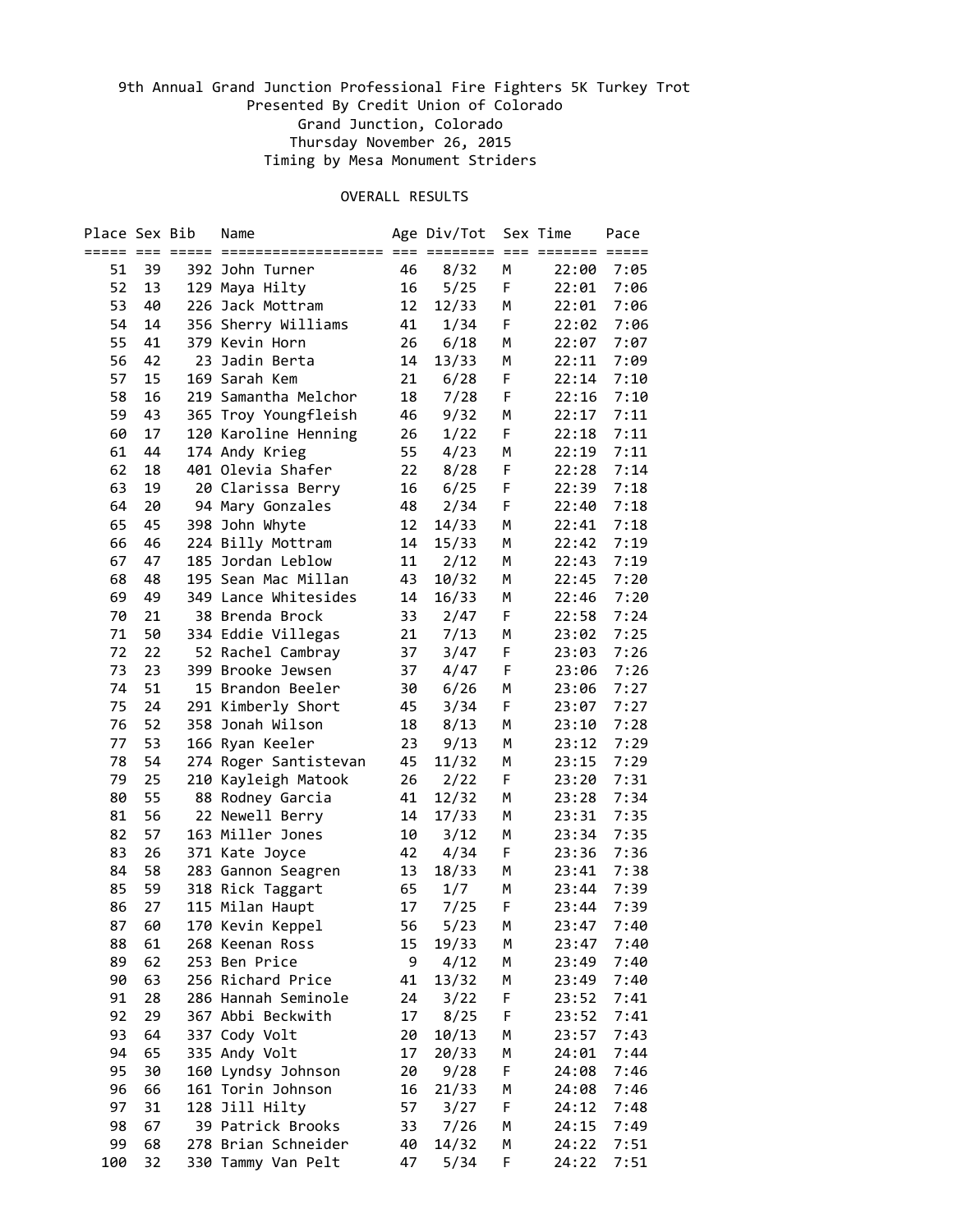9th Annual Grand Junction Professional Fire Fighters 5K Turkey Trot
Presented By Credit Union of Colorado
Grand Junction, Colorado
Thursday November 26, 2015
Timing by Mesa Monument Striders

OVERALL RESULTS

| Place | Sex | Bib | Name | Age | Div/Tot | Sex | Time | Pace |
|---|---|---|---|---|---|---|---|---|
| 51 | 39 | 392 | John Turner | 46 | 8/32 | M | 22:00 | 7:05 |
| 52 | 13 | 129 | Maya Hilty | 16 | 5/25 | F | 22:01 | 7:06 |
| 53 | 40 | 226 | Jack Mottram | 12 | 12/33 | M | 22:01 | 7:06 |
| 54 | 14 | 356 | Sherry Williams | 41 | 1/34 | F | 22:02 | 7:06 |
| 55 | 41 | 379 | Kevin Horn | 26 | 6/18 | M | 22:07 | 7:07 |
| 56 | 42 | 23 | Jadin Berta | 14 | 13/33 | M | 22:11 | 7:09 |
| 57 | 15 | 169 | Sarah Kem | 21 | 6/28 | F | 22:14 | 7:10 |
| 58 | 16 | 219 | Samantha Melchor | 18 | 7/28 | F | 22:16 | 7:10 |
| 59 | 43 | 365 | Troy Youngfleish | 46 | 9/32 | M | 22:17 | 7:11 |
| 60 | 17 | 120 | Karoline Henning | 26 | 1/22 | F | 22:18 | 7:11 |
| 61 | 44 | 174 | Andy Krieg | 55 | 4/23 | M | 22:19 | 7:11 |
| 62 | 18 | 401 | Olevia Shafer | 22 | 8/28 | F | 22:28 | 7:14 |
| 63 | 19 | 20 | Clarissa Berry | 16 | 6/25 | F | 22:39 | 7:18 |
| 64 | 20 | 94 | Mary Gonzales | 48 | 2/34 | F | 22:40 | 7:18 |
| 65 | 45 | 398 | John Whyte | 12 | 14/33 | M | 22:41 | 7:18 |
| 66 | 46 | 224 | Billy Mottram | 14 | 15/33 | M | 22:42 | 7:19 |
| 67 | 47 | 185 | Jordan Leblow | 11 | 2/12 | M | 22:43 | 7:19 |
| 68 | 48 | 195 | Sean Mac Millan | 43 | 10/32 | M | 22:45 | 7:20 |
| 69 | 49 | 349 | Lance Whitesides | 14 | 16/33 | M | 22:46 | 7:20 |
| 70 | 21 | 38 | Brenda Brock | 33 | 2/47 | F | 22:58 | 7:24 |
| 71 | 50 | 334 | Eddie Villegas | 21 | 7/13 | M | 23:02 | 7:25 |
| 72 | 22 | 52 | Rachel Cambray | 37 | 3/47 | F | 23:03 | 7:26 |
| 73 | 23 | 399 | Brooke Jewsen | 37 | 4/47 | F | 23:06 | 7:26 |
| 74 | 51 | 15 | Brandon Beeler | 30 | 6/26 | M | 23:06 | 7:27 |
| 75 | 24 | 291 | Kimberly Short | 45 | 3/34 | F | 23:07 | 7:27 |
| 76 | 52 | 358 | Jonah Wilson | 18 | 8/13 | M | 23:10 | 7:28 |
| 77 | 53 | 166 | Ryan Keeler | 23 | 9/13 | M | 23:12 | 7:29 |
| 78 | 54 | 274 | Roger Santistevan | 45 | 11/32 | M | 23:15 | 7:29 |
| 79 | 25 | 210 | Kayleigh Matook | 26 | 2/22 | F | 23:20 | 7:31 |
| 80 | 55 | 88 | Rodney Garcia | 41 | 12/32 | M | 23:28 | 7:34 |
| 81 | 56 | 22 | Newell Berry | 14 | 17/33 | M | 23:31 | 7:35 |
| 82 | 57 | 163 | Miller Jones | 10 | 3/12 | M | 23:34 | 7:35 |
| 83 | 26 | 371 | Kate Joyce | 42 | 4/34 | F | 23:36 | 7:36 |
| 84 | 58 | 283 | Gannon Seagren | 13 | 18/33 | M | 23:41 | 7:38 |
| 85 | 59 | 318 | Rick Taggart | 65 | 1/7 | M | 23:44 | 7:39 |
| 86 | 27 | 115 | Milan Haupt | 17 | 7/25 | F | 23:44 | 7:39 |
| 87 | 60 | 170 | Kevin Keppel | 56 | 5/23 | M | 23:47 | 7:40 |
| 88 | 61 | 268 | Keenan Ross | 15 | 19/33 | M | 23:47 | 7:40 |
| 89 | 62 | 253 | Ben Price | 9 | 4/12 | M | 23:49 | 7:40 |
| 90 | 63 | 256 | Richard Price | 41 | 13/32 | M | 23:49 | 7:40 |
| 91 | 28 | 286 | Hannah Seminole | 24 | 3/22 | F | 23:52 | 7:41 |
| 92 | 29 | 367 | Abbi Beckwith | 17 | 8/25 | F | 23:52 | 7:41 |
| 93 | 64 | 337 | Cody Volt | 20 | 10/13 | M | 23:57 | 7:43 |
| 94 | 65 | 335 | Andy Volt | 17 | 20/33 | M | 24:01 | 7:44 |
| 95 | 30 | 160 | Lyndsy Johnson | 20 | 9/28 | F | 24:08 | 7:46 |
| 96 | 66 | 161 | Torin Johnson | 16 | 21/33 | M | 24:08 | 7:46 |
| 97 | 31 | 128 | Jill Hilty | 57 | 3/27 | F | 24:12 | 7:48 |
| 98 | 67 | 39 | Patrick Brooks | 33 | 7/26 | M | 24:15 | 7:49 |
| 99 | 68 | 278 | Brian Schneider | 40 | 14/32 | M | 24:22 | 7:51 |
| 100 | 32 | 330 | Tammy Van Pelt | 47 | 5/34 | F | 24:22 | 7:51 |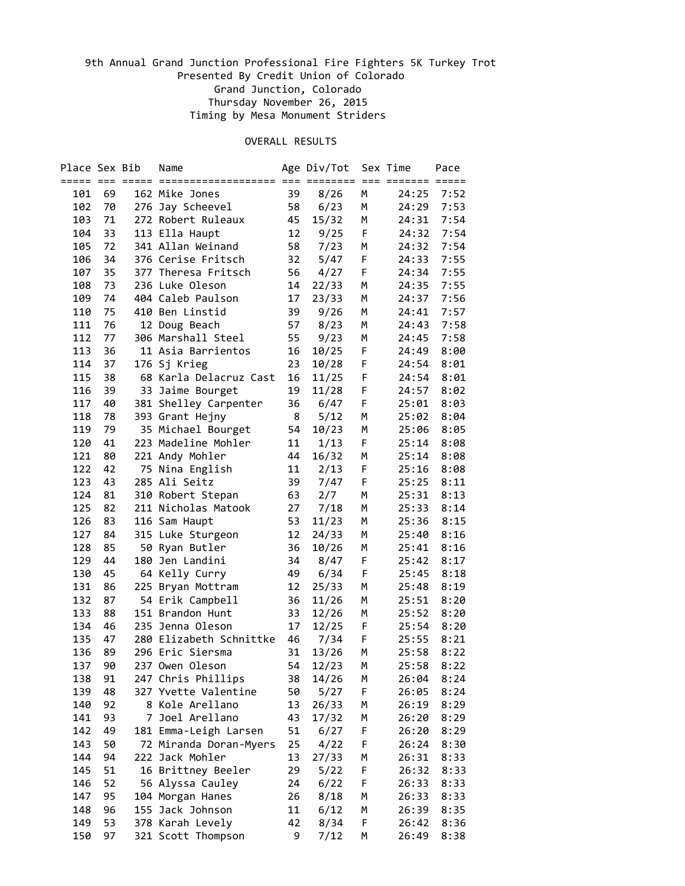9th Annual Grand Junction Professional Fire Fighters 5K Turkey Trot
Presented By Credit Union of Colorado
Grand Junction, Colorado
Thursday November 26, 2015
Timing by Mesa Monument Striders

OVERALL RESULTS

| Place | Sex | Bib | Name | Age | Div/Tot | Sex | Time | Pace |
|---|---|---|---|---|---|---|---|---|
| 101 | 69 | 162 | Mike Jones | 39 | 8/26 | M | 24:25 | 7:52 |
| 102 | 70 | 276 | Jay Scheevel | 58 | 6/23 | M | 24:29 | 7:53 |
| 103 | 71 | 272 | Robert Ruleaux | 45 | 15/32 | M | 24:31 | 7:54 |
| 104 | 33 | 113 | Ella Haupt | 12 | 9/25 | F | 24:32 | 7:54 |
| 105 | 72 | 341 | Allan Weinand | 58 | 7/23 | M | 24:32 | 7:54 |
| 106 | 34 | 376 | Cerise Fritsch | 32 | 5/47 | F | 24:33 | 7:55 |
| 107 | 35 | 377 | Theresa Fritsch | 56 | 4/27 | F | 24:34 | 7:55 |
| 108 | 73 | 236 | Luke Oleson | 14 | 22/33 | M | 24:35 | 7:55 |
| 109 | 74 | 404 | Caleb Paulson | 17 | 23/33 | M | 24:37 | 7:56 |
| 110 | 75 | 410 | Ben Linstid | 39 | 9/26 | M | 24:41 | 7:57 |
| 111 | 76 | 12 | Doug Beach | 57 | 8/23 | M | 24:43 | 7:58 |
| 112 | 77 | 306 | Marshall Steel | 55 | 9/23 | M | 24:45 | 7:58 |
| 113 | 36 | 11 | Asia Barrientos | 16 | 10/25 | F | 24:49 | 8:00 |
| 114 | 37 | 176 | Sj Krieg | 23 | 10/28 | F | 24:54 | 8:01 |
| 115 | 38 | 68 | Karla Delacruz Cast | 16 | 11/25 | F | 24:54 | 8:01 |
| 116 | 39 | 33 | Jaime Bourget | 19 | 11/28 | F | 24:57 | 8:02 |
| 117 | 40 | 381 | Shelley Carpenter | 36 | 6/47 | F | 25:01 | 8:03 |
| 118 | 78 | 393 | Grant Hejny | 8 | 5/12 | M | 25:02 | 8:04 |
| 119 | 79 | 35 | Michael Bourget | 54 | 10/23 | M | 25:06 | 8:05 |
| 120 | 41 | 223 | Madeline Mohler | 11 | 1/13 | F | 25:14 | 8:08 |
| 121 | 80 | 221 | Andy Mohler | 44 | 16/32 | M | 25:14 | 8:08 |
| 122 | 42 | 75 | Nina English | 11 | 2/13 | F | 25:16 | 8:08 |
| 123 | 43 | 285 | Ali Seitz | 39 | 7/47 | F | 25:25 | 8:11 |
| 124 | 81 | 310 | Robert Stepan | 63 | 2/7 | M | 25:31 | 8:13 |
| 125 | 82 | 211 | Nicholas Matook | 27 | 7/18 | M | 25:33 | 8:14 |
| 126 | 83 | 116 | Sam Haupt | 53 | 11/23 | M | 25:36 | 8:15 |
| 127 | 84 | 315 | Luke Sturgeon | 12 | 24/33 | M | 25:40 | 8:16 |
| 128 | 85 | 50 | Ryan Butler | 36 | 10/26 | M | 25:41 | 8:16 |
| 129 | 44 | 180 | Jen Landini | 34 | 8/47 | F | 25:42 | 8:17 |
| 130 | 45 | 64 | Kelly Curry | 49 | 6/34 | F | 25:45 | 8:18 |
| 131 | 86 | 225 | Bryan Mottram | 12 | 25/33 | M | 25:48 | 8:19 |
| 132 | 87 | 54 | Erik Campbell | 36 | 11/26 | M | 25:51 | 8:20 |
| 133 | 88 | 151 | Brandon Hunt | 33 | 12/26 | M | 25:52 | 8:20 |
| 134 | 46 | 235 | Jenna Oleson | 17 | 12/25 | F | 25:54 | 8:20 |
| 135 | 47 | 280 | Elizabeth Schnittke | 46 | 7/34 | F | 25:55 | 8:21 |
| 136 | 89 | 296 | Eric Siersma | 31 | 13/26 | M | 25:58 | 8:22 |
| 137 | 90 | 237 | Owen Oleson | 54 | 12/23 | M | 25:58 | 8:22 |
| 138 | 91 | 247 | Chris Phillips | 38 | 14/26 | M | 26:04 | 8:24 |
| 139 | 48 | 327 | Yvette Valentine | 50 | 5/27 | F | 26:05 | 8:24 |
| 140 | 92 | 8 | Kole Arellano | 13 | 26/33 | M | 26:19 | 8:29 |
| 141 | 93 | 7 | Joel Arellano | 43 | 17/32 | M | 26:20 | 8:29 |
| 142 | 49 | 181 | Emma-Leigh Larsen | 51 | 6/27 | F | 26:20 | 8:29 |
| 143 | 50 | 72 | Miranda Doran-Myers | 25 | 4/22 | F | 26:24 | 8:30 |
| 144 | 94 | 222 | Jack Mohler | 13 | 27/33 | M | 26:31 | 8:33 |
| 145 | 51 | 16 | Brittney Beeler | 29 | 5/22 | F | 26:32 | 8:33 |
| 146 | 52 | 56 | Alyssa Cauley | 24 | 6/22 | F | 26:33 | 8:33 |
| 147 | 95 | 104 | Morgan Hanes | 26 | 8/18 | M | 26:33 | 8:33 |
| 148 | 96 | 155 | Jack Johnson | 11 | 6/12 | M | 26:39 | 8:35 |
| 149 | 53 | 378 | Karah Levely | 42 | 8/34 | F | 26:42 | 8:36 |
| 150 | 97 | 321 | Scott Thompson | 9 | 7/12 | M | 26:49 | 8:38 |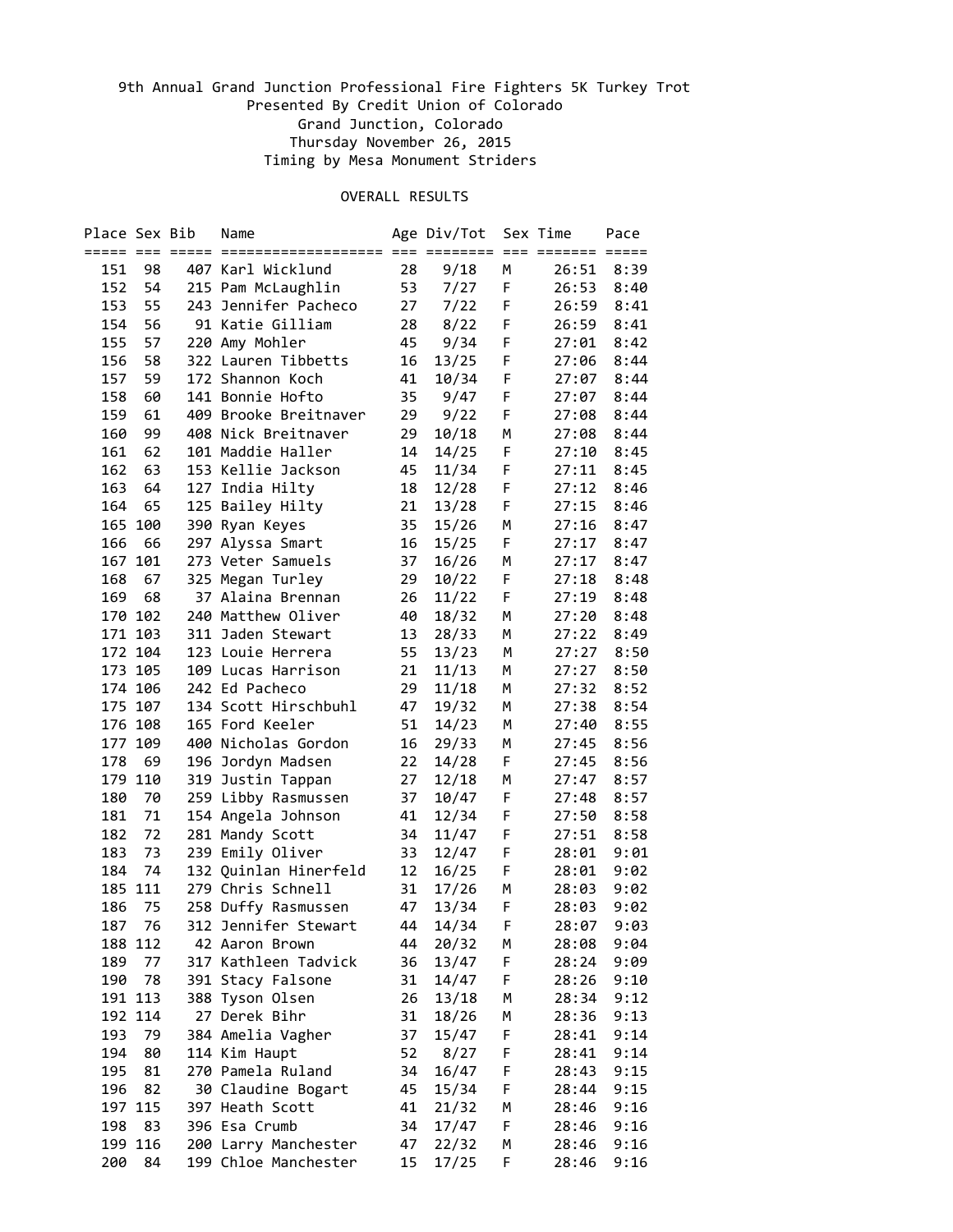9th Annual Grand Junction Professional Fire Fighters 5K Turkey Trot
Presented By Credit Union of Colorado
Grand Junction, Colorado
Thursday November 26, 2015
Timing by Mesa Monument Striders

OVERALL RESULTS

| Place | Sex | Bib | Name | Age | Div/Tot | Sex | Time | Pace |
|---|---|---|---|---|---|---|---|---|
| 151 | 98 | 407 | Karl Wicklund | 28 | 9/18 | M | 26:51 | 8:39 |
| 152 | 54 | 215 | Pam McLaughlin | 53 | 7/27 | F | 26:53 | 8:40 |
| 153 | 55 | 243 | Jennifer Pacheco | 27 | 7/22 | F | 26:59 | 8:41 |
| 154 | 56 | 91 | Katie Gilliam | 28 | 8/22 | F | 26:59 | 8:41 |
| 155 | 57 | 220 | Amy Mohler | 45 | 9/34 | F | 27:01 | 8:42 |
| 156 | 58 | 322 | Lauren Tibbetts | 16 | 13/25 | F | 27:06 | 8:44 |
| 157 | 59 | 172 | Shannon Koch | 41 | 10/34 | F | 27:07 | 8:44 |
| 158 | 60 | 141 | Bonnie Hofto | 35 | 9/47 | F | 27:07 | 8:44 |
| 159 | 61 | 409 | Brooke Breitnaver | 29 | 9/22 | F | 27:08 | 8:44 |
| 160 | 99 | 408 | Nick Breitnaver | 29 | 10/18 | M | 27:08 | 8:44 |
| 161 | 62 | 101 | Maddie Haller | 14 | 14/25 | F | 27:10 | 8:45 |
| 162 | 63 | 153 | Kellie Jackson | 45 | 11/34 | F | 27:11 | 8:45 |
| 163 | 64 | 127 | India Hilty | 18 | 12/28 | F | 27:12 | 8:46 |
| 164 | 65 | 125 | Bailey Hilty | 21 | 13/28 | F | 27:15 | 8:46 |
| 165 | 100 | 390 | Ryan Keyes | 35 | 15/26 | M | 27:16 | 8:47 |
| 166 | 66 | 297 | Alyssa Smart | 16 | 15/25 | F | 27:17 | 8:47 |
| 167 | 101 | 273 | Veter Samuels | 37 | 16/26 | M | 27:17 | 8:47 |
| 168 | 67 | 325 | Megan Turley | 29 | 10/22 | F | 27:18 | 8:48 |
| 169 | 68 | 37 | Alaina Brennan | 26 | 11/22 | F | 27:19 | 8:48 |
| 170 | 102 | 240 | Matthew Oliver | 40 | 18/32 | M | 27:20 | 8:48 |
| 171 | 103 | 311 | Jaden Stewart | 13 | 28/33 | M | 27:22 | 8:49 |
| 172 | 104 | 123 | Louie Herrera | 55 | 13/23 | M | 27:27 | 8:50 |
| 173 | 105 | 109 | Lucas Harrison | 21 | 11/13 | M | 27:27 | 8:50 |
| 174 | 106 | 242 | Ed Pacheco | 29 | 11/18 | M | 27:32 | 8:52 |
| 175 | 107 | 134 | Scott Hirschbuhl | 47 | 19/32 | M | 27:38 | 8:54 |
| 176 | 108 | 165 | Ford Keeler | 51 | 14/23 | M | 27:40 | 8:55 |
| 177 | 109 | 400 | Nicholas Gordon | 16 | 29/33 | M | 27:45 | 8:56 |
| 178 | 69 | 196 | Jordyn Madsen | 22 | 14/28 | F | 27:45 | 8:56 |
| 179 | 110 | 319 | Justin Tappan | 27 | 12/18 | M | 27:47 | 8:57 |
| 180 | 70 | 259 | Libby Rasmussen | 37 | 10/47 | F | 27:48 | 8:57 |
| 181 | 71 | 154 | Angela Johnson | 41 | 12/34 | F | 27:50 | 8:58 |
| 182 | 72 | 281 | Mandy Scott | 34 | 11/47 | F | 27:51 | 8:58 |
| 183 | 73 | 239 | Emily Oliver | 33 | 12/47 | F | 28:01 | 9:01 |
| 184 | 74 | 132 | Quinlan Hinerfeld | 12 | 16/25 | F | 28:01 | 9:02 |
| 185 | 111 | 279 | Chris Schnell | 31 | 17/26 | M | 28:03 | 9:02 |
| 186 | 75 | 258 | Duffy Rasmussen | 47 | 13/34 | F | 28:03 | 9:02 |
| 187 | 76 | 312 | Jennifer Stewart | 44 | 14/34 | F | 28:07 | 9:03 |
| 188 | 112 | 42 | Aaron Brown | 44 | 20/32 | M | 28:08 | 9:04 |
| 189 | 77 | 317 | Kathleen Tadvick | 36 | 13/47 | F | 28:24 | 9:09 |
| 190 | 78 | 391 | Stacy Falsone | 31 | 14/47 | F | 28:26 | 9:10 |
| 191 | 113 | 388 | Tyson Olsen | 26 | 13/18 | M | 28:34 | 9:12 |
| 192 | 114 | 27 | Derek Bihr | 31 | 18/26 | M | 28:36 | 9:13 |
| 193 | 79 | 384 | Amelia Vagher | 37 | 15/47 | F | 28:41 | 9:14 |
| 194 | 80 | 114 | Kim Haupt | 52 | 8/27 | F | 28:41 | 9:14 |
| 195 | 81 | 270 | Pamela Ruland | 34 | 16/47 | F | 28:43 | 9:15 |
| 196 | 82 | 30 | Claudine Bogart | 45 | 15/34 | F | 28:44 | 9:15 |
| 197 | 115 | 397 | Heath Scott | 41 | 21/32 | M | 28:46 | 9:16 |
| 198 | 83 | 396 | Esa Crumb | 34 | 17/47 | F | 28:46 | 9:16 |
| 199 | 116 | 200 | Larry Manchester | 47 | 22/32 | M | 28:46 | 9:16 |
| 200 | 84 | 199 | Chloe Manchester | 15 | 17/25 | F | 28:46 | 9:16 |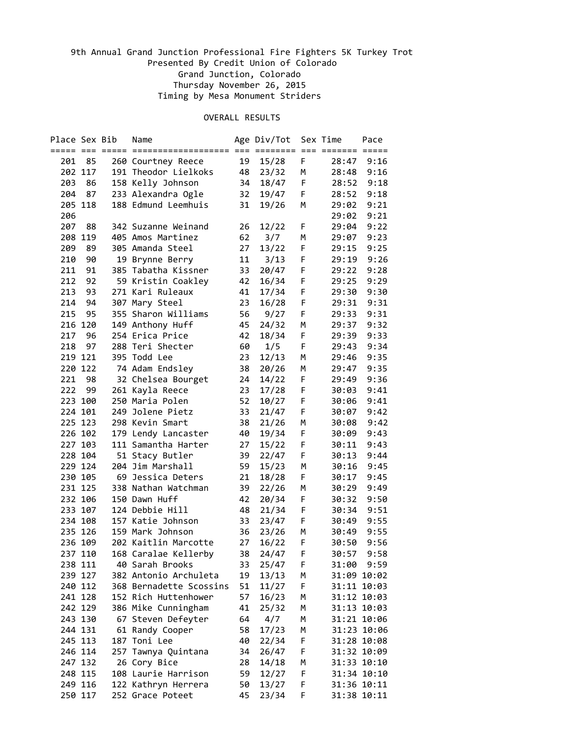9th Annual Grand Junction Professional Fire Fighters 5K Turkey Trot
Presented By Credit Union of Colorado
Grand Junction, Colorado
Thursday November 26, 2015
Timing by Mesa Monument Striders

OVERALL RESULTS

| Place | Sex | Bib | Name | Age | Div/Tot | Sex | Time | Pace |
|---|---|---|---|---|---|---|---|---|
| 201 | 85 | 260 | Courtney Reece | 19 | 15/28 | F | 28:47 | 9:16 |
| 202 | 117 | 191 | Theodor Lielkoks | 48 | 23/32 | M | 28:48 | 9:16 |
| 203 | 86 | 158 | Kelly Johnson | 34 | 18/47 | F | 28:52 | 9:18 |
| 204 | 87 | 233 | Alexandra Ogle | 32 | 19/47 | F | 28:52 | 9:18 |
| 205 | 118 | 188 | Edmund Leemhuis | 31 | 19/26 | M | 29:02 | 9:21 |
| 206 | | | | | | | 29:02 | 9:21 |
| 207 | 88 | 342 | Suzanne Weinand | 26 | 12/22 | F | 29:04 | 9:22 |
| 208 | 119 | 405 | Amos Martinez | 62 | 3/7 | M | 29:07 | 9:23 |
| 209 | 89 | 305 | Amanda Steel | 27 | 13/22 | F | 29:15 | 9:25 |
| 210 | 90 | 19 | Brynne Berry | 11 | 3/13 | F | 29:19 | 9:26 |
| 211 | 91 | 385 | Tabatha Kissner | 33 | 20/47 | F | 29:22 | 9:28 |
| 212 | 92 | 59 | Kristin Coakley | 42 | 16/34 | F | 29:25 | 9:29 |
| 213 | 93 | 271 | Kari Ruleaux | 41 | 17/34 | F | 29:30 | 9:30 |
| 214 | 94 | 307 | Mary Steel | 23 | 16/28 | F | 29:31 | 9:31 |
| 215 | 95 | 355 | Sharon Williams | 56 | 9/27 | F | 29:33 | 9:31 |
| 216 | 120 | 149 | Anthony Huff | 45 | 24/32 | M | 29:37 | 9:32 |
| 217 | 96 | 254 | Erica Price | 42 | 18/34 | F | 29:39 | 9:33 |
| 218 | 97 | 288 | Teri Shecter | 60 | 1/5 | F | 29:43 | 9:34 |
| 219 | 121 | 395 | Todd Lee | 23 | 12/13 | M | 29:46 | 9:35 |
| 220 | 122 | 74 | Adam Endsley | 38 | 20/26 | M | 29:47 | 9:35 |
| 221 | 98 | 32 | Chelsea Bourget | 24 | 14/22 | F | 29:49 | 9:36 |
| 222 | 99 | 261 | Kayla Reece | 23 | 17/28 | F | 30:03 | 9:41 |
| 223 | 100 | 250 | Maria Polen | 52 | 10/27 | F | 30:06 | 9:41 |
| 224 | 101 | 249 | Jolene Pietz | 33 | 21/47 | F | 30:07 | 9:42 |
| 225 | 123 | 298 | Kevin Smart | 38 | 21/26 | M | 30:08 | 9:42 |
| 226 | 102 | 179 | Lendy Lancaster | 40 | 19/34 | F | 30:09 | 9:43 |
| 227 | 103 | 111 | Samantha Harter | 27 | 15/22 | F | 30:11 | 9:43 |
| 228 | 104 | 51 | Stacy Butler | 39 | 22/47 | F | 30:13 | 9:44 |
| 229 | 124 | 204 | Jim Marshall | 59 | 15/23 | M | 30:16 | 9:45 |
| 230 | 105 | 69 | Jessica Deters | 21 | 18/28 | F | 30:17 | 9:45 |
| 231 | 125 | 338 | Nathan Watchman | 39 | 22/26 | M | 30:29 | 9:49 |
| 232 | 106 | 150 | Dawn Huff | 42 | 20/34 | F | 30:32 | 9:50 |
| 233 | 107 | 124 | Debbie Hill | 48 | 21/34 | F | 30:34 | 9:51 |
| 234 | 108 | 157 | Katie Johnson | 33 | 23/47 | F | 30:49 | 9:55 |
| 235 | 126 | 159 | Mark Johnson | 36 | 23/26 | M | 30:49 | 9:55 |
| 236 | 109 | 202 | Kaitlin Marcotte | 27 | 16/22 | F | 30:50 | 9:56 |
| 237 | 110 | 168 | Caralae Kellerby | 38 | 24/47 | F | 30:57 | 9:58 |
| 238 | 111 | 40 | Sarah Brooks | 33 | 25/47 | F | 31:00 | 9:59 |
| 239 | 127 | 382 | Antonio Archuleta | 19 | 13/13 | M | 31:09 | 10:02 |
| 240 | 112 | 368 | Bernadette Scossins | 51 | 11/27 | F | 31:11 | 10:03 |
| 241 | 128 | 152 | Rich Huttenhower | 57 | 16/23 | M | 31:12 | 10:03 |
| 242 | 129 | 386 | Mike Cunningham | 41 | 25/32 | M | 31:13 | 10:03 |
| 243 | 130 | 67 | Steven Defeyter | 64 | 4/7 | M | 31:21 | 10:06 |
| 244 | 131 | 61 | Randy Cooper | 58 | 17/23 | M | 31:23 | 10:06 |
| 245 | 113 | 187 | Toni Lee | 40 | 22/34 | F | 31:28 | 10:08 |
| 246 | 114 | 257 | Tawnya Quintana | 34 | 26/47 | F | 31:32 | 10:09 |
| 247 | 132 | 26 | Cory Bice | 28 | 14/18 | M | 31:33 | 10:10 |
| 248 | 115 | 108 | Laurie Harrison | 59 | 12/27 | F | 31:34 | 10:10 |
| 249 | 116 | 122 | Kathryn Herrera | 50 | 13/27 | F | 31:36 | 10:11 |
| 250 | 117 | 252 | Grace Poteet | 45 | 23/34 | F | 31:38 | 10:11 |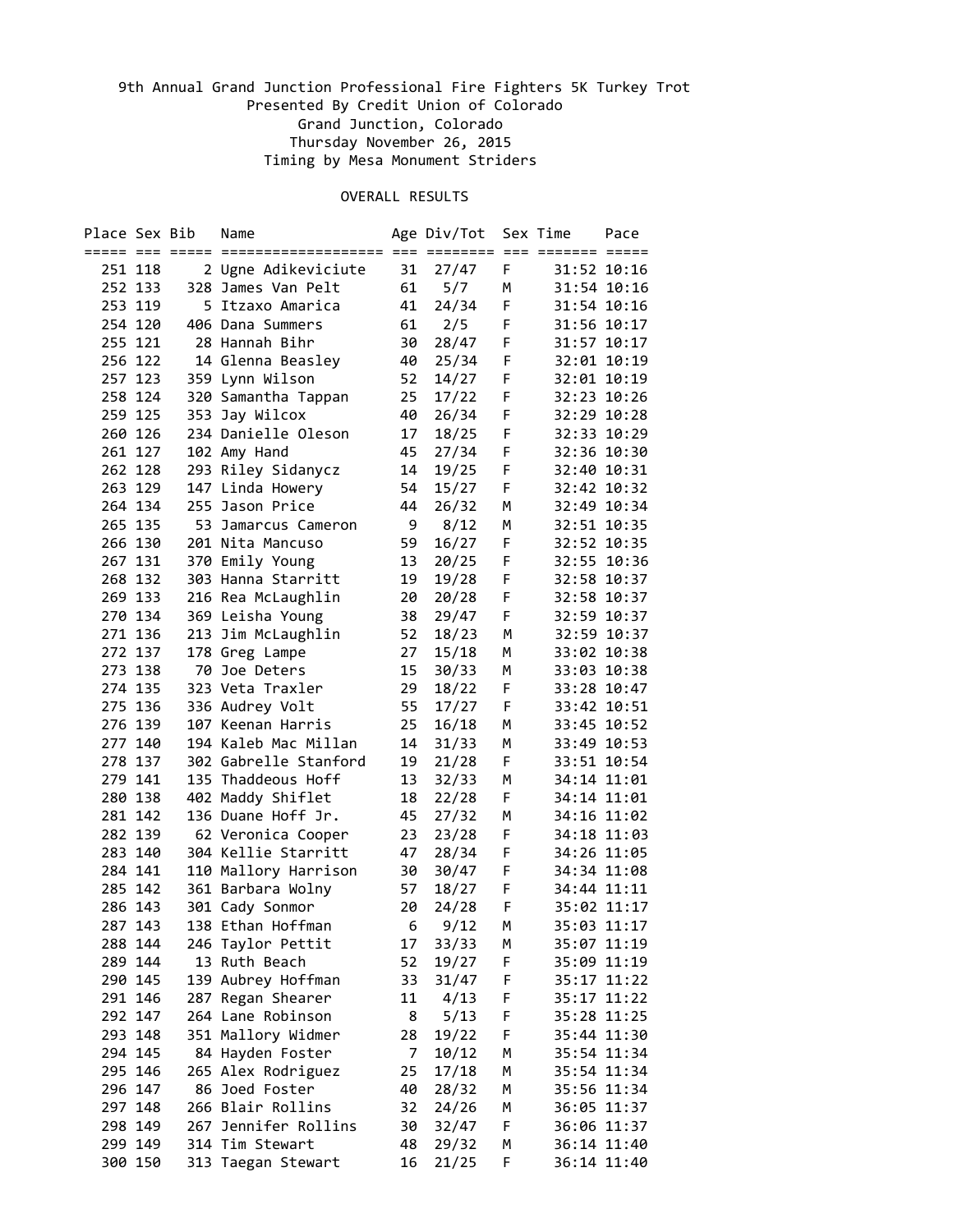9th Annual Grand Junction Professional Fire Fighters 5K Turkey Trot
Presented By Credit Union of Colorado
Grand Junction, Colorado
Thursday November 26, 2015
Timing by Mesa Monument Striders

OVERALL RESULTS

| Place | Sex | Bib | Name | Age | Div/Tot | Sex | Time | Pace |
|---|---|---|---|---|---|---|---|---|
| 251 | 118 | 2 | Ugne Adikeviciute | 31 | 27/47 | F | 31:52 | 10:16 |
| 252 | 133 | 328 | James Van Pelt | 61 | 5/7 | M | 31:54 | 10:16 |
| 253 | 119 | 5 | Itzaxo Amarica | 41 | 24/34 | F | 31:54 | 10:16 |
| 254 | 120 | 406 | Dana Summers | 61 | 2/5 | F | 31:56 | 10:17 |
| 255 | 121 | 28 | Hannah Bihr | 30 | 28/47 | F | 31:57 | 10:17 |
| 256 | 122 | 14 | Glenna Beasley | 40 | 25/34 | F | 32:01 | 10:19 |
| 257 | 123 | 359 | Lynn Wilson | 52 | 14/27 | F | 32:01 | 10:19 |
| 258 | 124 | 320 | Samantha Tappan | 25 | 17/22 | F | 32:23 | 10:26 |
| 259 | 125 | 353 | Jay Wilcox | 40 | 26/34 | F | 32:29 | 10:28 |
| 260 | 126 | 234 | Danielle Oleson | 17 | 18/25 | F | 32:33 | 10:29 |
| 261 | 127 | 102 | Amy Hand | 45 | 27/34 | F | 32:36 | 10:30 |
| 262 | 128 | 293 | Riley Sidanycz | 14 | 19/25 | F | 32:40 | 10:31 |
| 263 | 129 | 147 | Linda Howery | 54 | 15/27 | F | 32:42 | 10:32 |
| 264 | 134 | 255 | Jason Price | 44 | 26/32 | M | 32:49 | 10:34 |
| 265 | 135 | 53 | Jamarcus Cameron | 9 | 8/12 | M | 32:51 | 10:35 |
| 266 | 130 | 201 | Nita Mancuso | 59 | 16/27 | F | 32:52 | 10:35 |
| 267 | 131 | 370 | Emily Young | 13 | 20/25 | F | 32:55 | 10:36 |
| 268 | 132 | 303 | Hanna Starritt | 19 | 19/28 | F | 32:58 | 10:37 |
| 269 | 133 | 216 | Rea McLaughlin | 20 | 20/28 | F | 32:58 | 10:37 |
| 270 | 134 | 369 | Leisha Young | 38 | 29/47 | F | 32:59 | 10:37 |
| 271 | 136 | 213 | Jim McLaughlin | 52 | 18/23 | M | 32:59 | 10:37 |
| 272 | 137 | 178 | Greg Lampe | 27 | 15/18 | M | 33:02 | 10:38 |
| 273 | 138 | 70 | Joe Deters | 15 | 30/33 | M | 33:03 | 10:38 |
| 274 | 135 | 323 | Veta Traxler | 29 | 18/22 | F | 33:28 | 10:47 |
| 275 | 136 | 336 | Audrey Volt | 55 | 17/27 | F | 33:42 | 10:51 |
| 276 | 139 | 107 | Keenan Harris | 25 | 16/18 | M | 33:45 | 10:52 |
| 277 | 140 | 194 | Kaleb Mac Millan | 14 | 31/33 | M | 33:49 | 10:53 |
| 278 | 137 | 302 | Gabrelle Stanford | 19 | 21/28 | F | 33:51 | 10:54 |
| 279 | 141 | 135 | Thaddeous Hoff | 13 | 32/33 | M | 34:14 | 11:01 |
| 280 | 138 | 402 | Maddy Shiflet | 18 | 22/28 | F | 34:14 | 11:01 |
| 281 | 142 | 136 | Duane Hoff Jr. | 45 | 27/32 | M | 34:16 | 11:02 |
| 282 | 139 | 62 | Veronica Cooper | 23 | 23/28 | F | 34:18 | 11:03 |
| 283 | 140 | 304 | Kellie Starritt | 47 | 28/34 | F | 34:26 | 11:05 |
| 284 | 141 | 110 | Mallory Harrison | 30 | 30/47 | F | 34:34 | 11:08 |
| 285 | 142 | 361 | Barbara Wolny | 57 | 18/27 | F | 34:44 | 11:11 |
| 286 | 143 | 301 | Cady Sonmor | 20 | 24/28 | F | 35:02 | 11:17 |
| 287 | 143 | 138 | Ethan Hoffman | 6 | 9/12 | M | 35:03 | 11:17 |
| 288 | 144 | 246 | Taylor Pettit | 17 | 33/33 | M | 35:07 | 11:19 |
| 289 | 144 | 13 | Ruth Beach | 52 | 19/27 | F | 35:09 | 11:19 |
| 290 | 145 | 139 | Aubrey Hoffman | 33 | 31/47 | F | 35:17 | 11:22 |
| 291 | 146 | 287 | Regan Shearer | 11 | 4/13 | F | 35:17 | 11:22 |
| 292 | 147 | 264 | Lane Robinson | 8 | 5/13 | F | 35:28 | 11:25 |
| 293 | 148 | 351 | Mallory Widmer | 28 | 19/22 | F | 35:44 | 11:30 |
| 294 | 145 | 84 | Hayden Foster | 7 | 10/12 | M | 35:54 | 11:34 |
| 295 | 146 | 265 | Alex Rodriguez | 25 | 17/18 | M | 35:54 | 11:34 |
| 296 | 147 | 86 | Joed Foster | 40 | 28/32 | M | 35:56 | 11:34 |
| 297 | 148 | 266 | Blair Rollins | 32 | 24/26 | M | 36:05 | 11:37 |
| 298 | 149 | 267 | Jennifer Rollins | 30 | 32/47 | F | 36:06 | 11:37 |
| 299 | 149 | 314 | Tim Stewart | 48 | 29/32 | M | 36:14 | 11:40 |
| 300 | 150 | 313 | Taegan Stewart | 16 | 21/25 | F | 36:14 | 11:40 |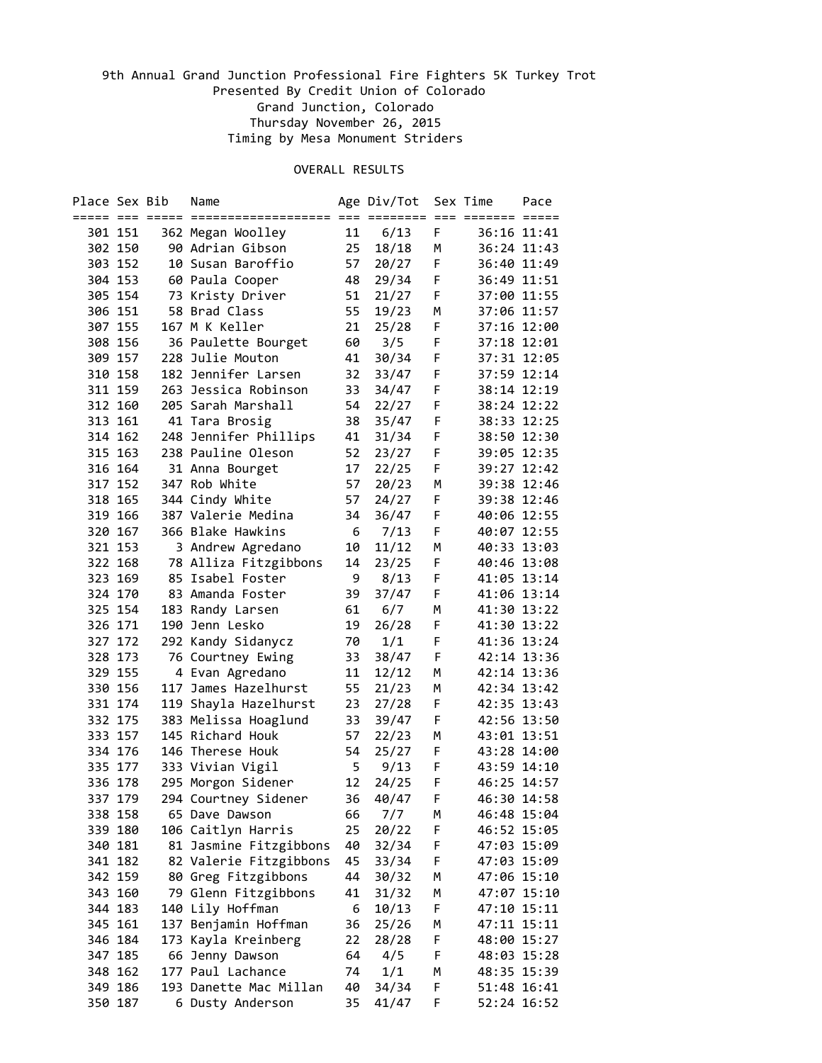9th Annual Grand Junction Professional Fire Fighters 5K Turkey Trot
Presented By Credit Union of Colorado
Grand Junction, Colorado
Thursday November 26, 2015
Timing by Mesa Monument Striders

OVERALL RESULTS

| Place | Sex | Bib | Name | Age | Div/Tot | Sex | Time | Pace |
|---|---|---|---|---|---|---|---|---|
| 301 | 151 | 362 | Megan Woolley | 11 | 6/13 | F | 36:16 | 11:41 |
| 302 | 150 | 90 | Adrian Gibson | 25 | 18/18 | M | 36:24 | 11:43 |
| 303 | 152 | 10 | Susan Baroffio | 57 | 20/27 | F | 36:40 | 11:49 |
| 304 | 153 | 60 | Paula Cooper | 48 | 29/34 | F | 36:49 | 11:51 |
| 305 | 154 | 73 | Kristy Driver | 51 | 21/27 | F | 37:00 | 11:55 |
| 306 | 151 | 58 | Brad Class | 55 | 19/23 | M | 37:06 | 11:57 |
| 307 | 155 | 167 | M K Keller | 21 | 25/28 | F | 37:16 | 12:00 |
| 308 | 156 | 36 | Paulette Bourget | 60 | 3/5 | F | 37:18 | 12:01 |
| 309 | 157 | 228 | Julie Mouton | 41 | 30/34 | F | 37:31 | 12:05 |
| 310 | 158 | 182 | Jennifer Larsen | 32 | 33/47 | F | 37:59 | 12:14 |
| 311 | 159 | 263 | Jessica Robinson | 33 | 34/47 | F | 38:14 | 12:19 |
| 312 | 160 | 205 | Sarah Marshall | 54 | 22/27 | F | 38:24 | 12:22 |
| 313 | 161 | 41 | Tara Brosig | 38 | 35/47 | F | 38:33 | 12:25 |
| 314 | 162 | 248 | Jennifer Phillips | 41 | 31/34 | F | 38:50 | 12:30 |
| 315 | 163 | 238 | Pauline Oleson | 52 | 23/27 | F | 39:05 | 12:35 |
| 316 | 164 | 31 | Anna Bourget | 17 | 22/25 | F | 39:27 | 12:42 |
| 317 | 152 | 347 | Rob White | 57 | 20/23 | M | 39:38 | 12:46 |
| 318 | 165 | 344 | Cindy White | 57 | 24/27 | F | 39:38 | 12:46 |
| 319 | 166 | 387 | Valerie Medina | 34 | 36/47 | F | 40:06 | 12:55 |
| 320 | 167 | 366 | Blake Hawkins | 6 | 7/13 | F | 40:07 | 12:55 |
| 321 | 153 | 3 | Andrew Agredano | 10 | 11/12 | M | 40:33 | 13:03 |
| 322 | 168 | 78 | Alliza Fitzgibbons | 14 | 23/25 | F | 40:46 | 13:08 |
| 323 | 169 | 85 | Isabel Foster | 9 | 8/13 | F | 41:05 | 13:14 |
| 324 | 170 | 83 | Amanda Foster | 39 | 37/47 | F | 41:06 | 13:14 |
| 325 | 154 | 183 | Randy Larsen | 61 | 6/7 | M | 41:30 | 13:22 |
| 326 | 171 | 190 | Jenn Lesko | 19 | 26/28 | F | 41:30 | 13:22 |
| 327 | 172 | 292 | Kandy Sidanycz | 70 | 1/1 | F | 41:36 | 13:24 |
| 328 | 173 | 76 | Courtney Ewing | 33 | 38/47 | F | 42:14 | 13:36 |
| 329 | 155 | 4 | Evan Agredano | 11 | 12/12 | M | 42:14 | 13:36 |
| 330 | 156 | 117 | James Hazelhurst | 55 | 21/23 | M | 42:34 | 13:42 |
| 331 | 174 | 119 | Shayla Hazelhurst | 23 | 27/28 | F | 42:35 | 13:43 |
| 332 | 175 | 383 | Melissa Hoaglund | 33 | 39/47 | F | 42:56 | 13:50 |
| 333 | 157 | 145 | Richard Houk | 57 | 22/23 | M | 43:01 | 13:51 |
| 334 | 176 | 146 | Therese Houk | 54 | 25/27 | F | 43:28 | 14:00 |
| 335 | 177 | 333 | Vivian Vigil | 5 | 9/13 | F | 43:59 | 14:10 |
| 336 | 178 | 295 | Morgon Sidener | 12 | 24/25 | F | 46:25 | 14:57 |
| 337 | 179 | 294 | Courtney Sidener | 36 | 40/47 | F | 46:30 | 14:58 |
| 338 | 158 | 65 | Dave Dawson | 66 | 7/7 | M | 46:48 | 15:04 |
| 339 | 180 | 106 | Caitlyn Harris | 25 | 20/22 | F | 46:52 | 15:05 |
| 340 | 181 | 81 | Jasmine Fitzgibbons | 40 | 32/34 | F | 47:03 | 15:09 |
| 341 | 182 | 82 | Valerie Fitzgibbons | 45 | 33/34 | F | 47:03 | 15:09 |
| 342 | 159 | 80 | Greg Fitzgibbons | 44 | 30/32 | M | 47:06 | 15:10 |
| 343 | 160 | 79 | Glenn Fitzgibbons | 41 | 31/32 | M | 47:07 | 15:10 |
| 344 | 183 | 140 | Lily Hoffman | 6 | 10/13 | F | 47:10 | 15:11 |
| 345 | 161 | 137 | Benjamin Hoffman | 36 | 25/26 | M | 47:11 | 15:11 |
| 346 | 184 | 173 | Kayla Kreinberg | 22 | 28/28 | F | 48:00 | 15:27 |
| 347 | 185 | 66 | Jenny Dawson | 64 | 4/5 | F | 48:03 | 15:28 |
| 348 | 162 | 177 | Paul Lachance | 74 | 1/1 | M | 48:35 | 15:39 |
| 349 | 186 | 193 | Danette Mac Millan | 40 | 34/34 | F | 51:48 | 16:41 |
| 350 | 187 | 6 | Dusty Anderson | 35 | 41/47 | F | 52:24 | 16:52 |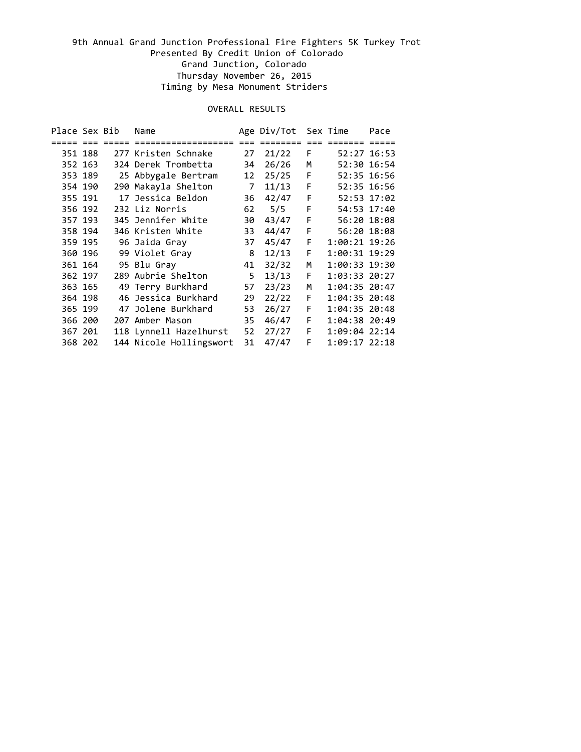9th Annual Grand Junction Professional Fire Fighters 5K Turkey Trot
Presented By Credit Union of Colorado
Grand Junction, Colorado
Thursday November 26, 2015
Timing by Mesa Monument Striders

OVERALL RESULTS

| Place | Sex | Bib | Name | Age | Div/Tot | Sex | Time | Pace |
|---|---|---|---|---|---|---|---|---|
| 351 | 188 | 277 | Kristen Schnake | 27 | 21/22 | F | 52:27 | 16:53 |
| 352 | 163 | 324 | Derek Trombetta | 34 | 26/26 | M | 52:30 | 16:54 |
| 353 | 189 | 25 | Abbygale Bertram | 12 | 25/25 | F | 52:35 | 16:56 |
| 354 | 190 | 290 | Makayla Shelton | 7 | 11/13 | F | 52:35 | 16:56 |
| 355 | 191 | 17 | Jessica Beldon | 36 | 42/47 | F | 52:53 | 17:02 |
| 356 | 192 | 232 | Liz Norris | 62 | 5/5 | F | 54:53 | 17:40 |
| 357 | 193 | 345 | Jennifer White | 30 | 43/47 | F | 56:20 | 18:08 |
| 358 | 194 | 346 | Kristen White | 33 | 44/47 | F | 56:20 | 18:08 |
| 359 | 195 | 96 | Jaida Gray | 37 | 45/47 | F | 1:00:21 | 19:26 |
| 360 | 196 | 99 | Violet Gray | 8 | 12/13 | F | 1:00:31 | 19:29 |
| 361 | 164 | 95 | Blu Gray | 41 | 32/32 | M | 1:00:33 | 19:30 |
| 362 | 197 | 289 | Aubrie Shelton | 5 | 13/13 | F | 1:03:33 | 20:27 |
| 363 | 165 | 49 | Terry Burkhard | 57 | 23/23 | M | 1:04:35 | 20:47 |
| 364 | 198 | 46 | Jessica Burkhard | 29 | 22/22 | F | 1:04:35 | 20:48 |
| 365 | 199 | 47 | Jolene Burkhard | 53 | 26/27 | F | 1:04:35 | 20:48 |
| 366 | 200 | 207 | Amber Mason | 35 | 46/47 | F | 1:04:38 | 20:49 |
| 367 | 201 | 118 | Lynnell Hazelhurst | 52 | 27/27 | F | 1:09:04 | 22:14 |
| 368 | 202 | 144 | Nicole Hollingswort | 31 | 47/47 | F | 1:09:17 | 22:18 |